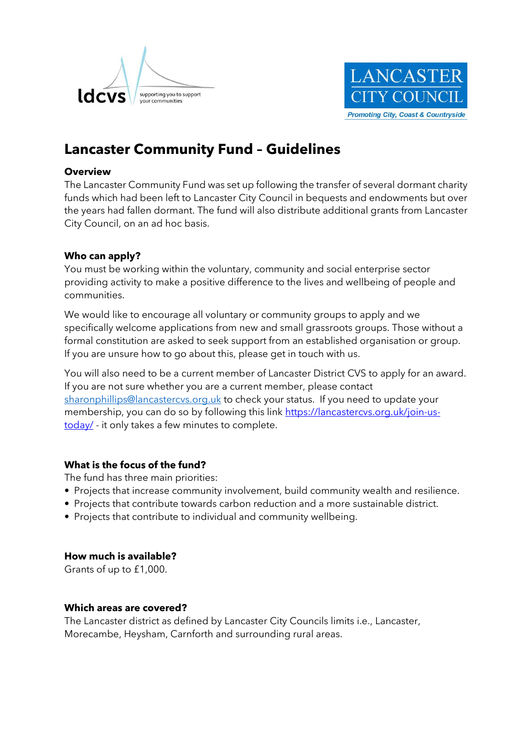# Lancaster Community Fund – Guidelines

**Overview**

The Lancaster Community Fund was set up following the transfer of several dormant charity funds which had been left to Lancaster City Council in bequests and endowments but over the years had fallen dormant. The fund will also distribute additional grants from Lancaster City Council, on an ad hoc basis.

**Who can apply?**

You must be working within the voluntary, community and social enterprise sector providing activity to make a positive difference to the lives and wellbeing of people and communities.

We would like to encourage all voluntary or community groups to apply and we specifically welcome applications from new and small grassroots groups. Those without a formal constitution are asked to seek support from an established organisation or group. If you are unsure how to go about this, please get in touch with us.

You will also need to be a current member of Lancaster District CVS to apply for an award. If you are not sure whether you are a current member, please contact sharonphillips@lancastercvs.org.uk to check your status. If you need to update your membership, you can do so by following this link https://lancastercvs.org.uk/join-us-today/ - it only takes a few minutes to complete.

**What is the focus of the fund?**

The fund has three main priorities:

- Projects that increase community involvement, build community wealth and resilience.
- Projects that contribute towards carbon reduction and a more sustainable district.
- Projects that contribute to individual and community wellbeing.

**How much is available?**

Grants of up to £1,000.

**Which areas are covered?**

The Lancaster district as defined by Lancaster City Councils limits i.e., Lancaster, Morecambe, Heysham, Carnforth and surrounding rural areas.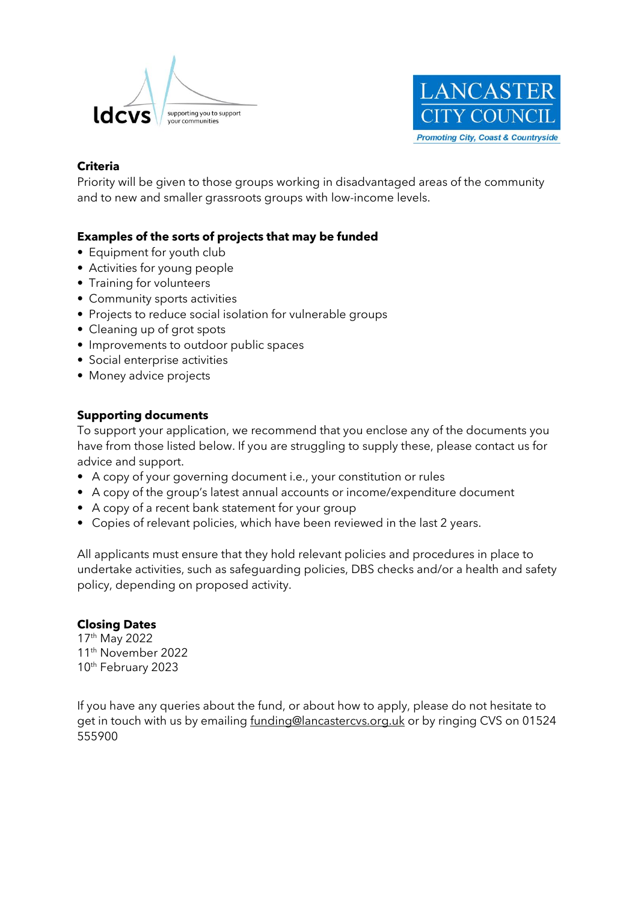**Criteria**

Priority will be given to those groups working in disadvantaged areas of the community and to new and smaller grassroots groups with low-income levels.

**Examples of the sorts of projects that may be funded**

- Equipment for youth club
- Activities for young people
- Training for volunteers
- Community sports activities
- Projects to reduce social isolation for vulnerable groups
- Cleaning up of grot spots
- Improvements to outdoor public spaces
- Social enterprise activities
- Money advice projects

**Supporting documents**

To support your application, we recommend that you enclose any of the documents you have from those listed below. If you are struggling to supply these, please contact us for advice and support.

- A copy of your governing document i.e., your constitution or rules
- A copy of the group's latest annual accounts or income/expenditure document
- A copy of a recent bank statement for your group
- Copies of relevant policies, which have been reviewed in the last 2 years.

All applicants must ensure that they hold relevant policies and procedures in place to undertake activities, such as safeguarding policies, DBS checks and/or a health and safety policy, depending on proposed activity.

**Closing Dates**

17th May 2022
11th November 2022
10th February 2023

If you have any queries about the fund, or about how to apply, please do not hesitate to get in touch with us by emailing funding@lancastercvs.org.uk or by ringing CVS on 01524 555900